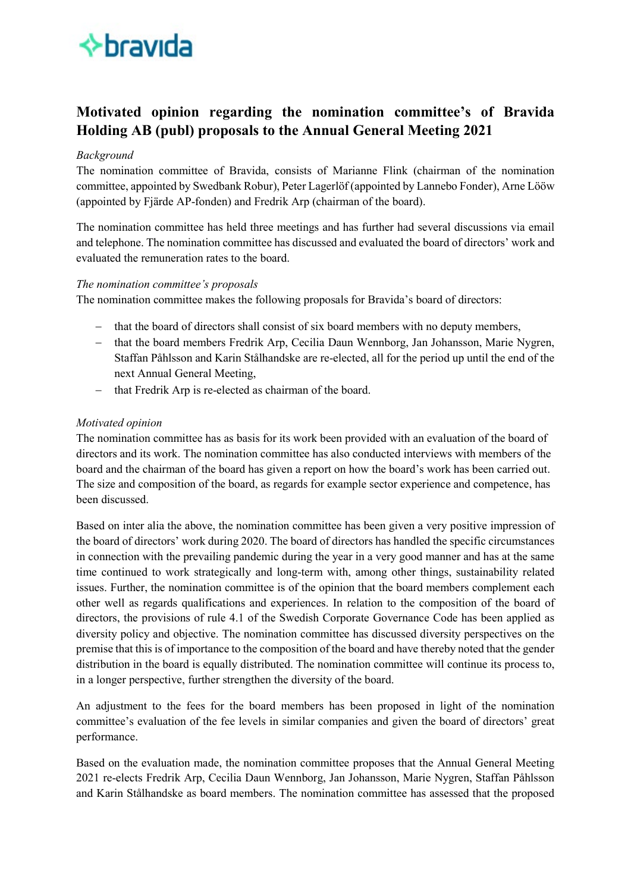# Motivated opinion regarding the nomination committee's of Bravida Holding AB (publ) proposals to the Annual General Meeting 2021

*Background*

The nomination committee of Bravida, consists of Marianne Flink (chairman of the nomination committee, appointed by Swedbank Robur), Peter Lagerlöf (appointed by Lannebo Fonder), Arne Lööw (appointed by Fjärde AP-fonden) and Fredrik Arp (chairman of the board).

The nomination committee has held three meetings and has further had several discussions via email and telephone. The nomination committee has discussed and evaluated the board of directors' work and evaluated the remuneration rates to the board.

*The nomination committee's proposals*

The nomination committee makes the following proposals for Bravida's board of directors:

- that the board of directors shall consist of six board members with no deputy members,
- that the board members Fredrik Arp, Cecilia Daun Wennborg, Jan Johansson, Marie Nygren, Staffan Påhlsson and Karin Stålhandske are re-elected, all for the period up until the end of the next Annual General Meeting,
- that Fredrik Arp is re-elected as chairman of the board.

*Motivated opinion*

The nomination committee has as basis for its work been provided with an evaluation of the board of directors and its work. The nomination committee has also conducted interviews with members of the board and the chairman of the board has given a report on how the board's work has been carried out. The size and composition of the board, as regards for example sector experience and competence, has been discussed.

Based on inter alia the above, the nomination committee has been given a very positive impression of the board of directors' work during 2020. The board of directors has handled the specific circumstances in connection with the prevailing pandemic during the year in a very good manner and has at the same time continued to work strategically and long-term with, among other things, sustainability related issues. Further, the nomination committee is of the opinion that the board members complement each other well as regards qualifications and experiences. In relation to the composition of the board of directors, the provisions of rule 4.1 of the Swedish Corporate Governance Code has been applied as diversity policy and objective. The nomination committee has discussed diversity perspectives on the premise that this is of importance to the composition of the board and have thereby noted that the gender distribution in the board is equally distributed. The nomination committee will continue its process to, in a longer perspective, further strengthen the diversity of the board.

An adjustment to the fees for the board members has been proposed in light of the nomination committee's evaluation of the fee levels in similar companies and given the board of directors' great performance.

Based on the evaluation made, the nomination committee proposes that the Annual General Meeting 2021 re-elects Fredrik Arp, Cecilia Daun Wennborg, Jan Johansson, Marie Nygren, Staffan Påhlsson and Karin Stålhandske as board members. The nomination committee has assessed that the proposed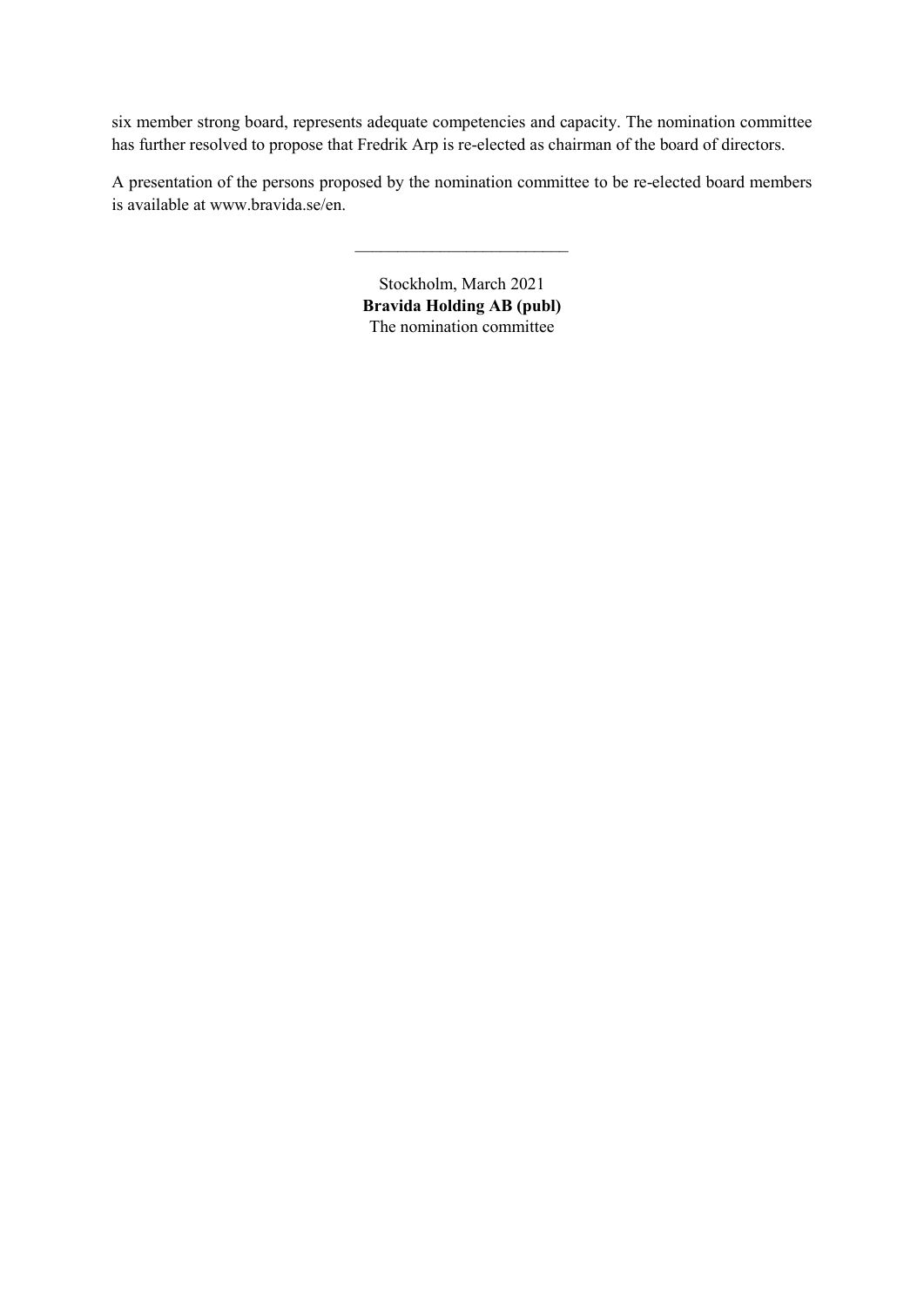six member strong board, represents adequate competencies and capacity. The nomination committee has further resolved to propose that Fredrik Arp is re-elected as chairman of the board of directors.

A presentation of the persons proposed by the nomination committee to be re-elected board members is available at www.bravida.se/en.

---

Stockholm, March 2021
**Bravida Holding AB (publ)**
The nomination committee